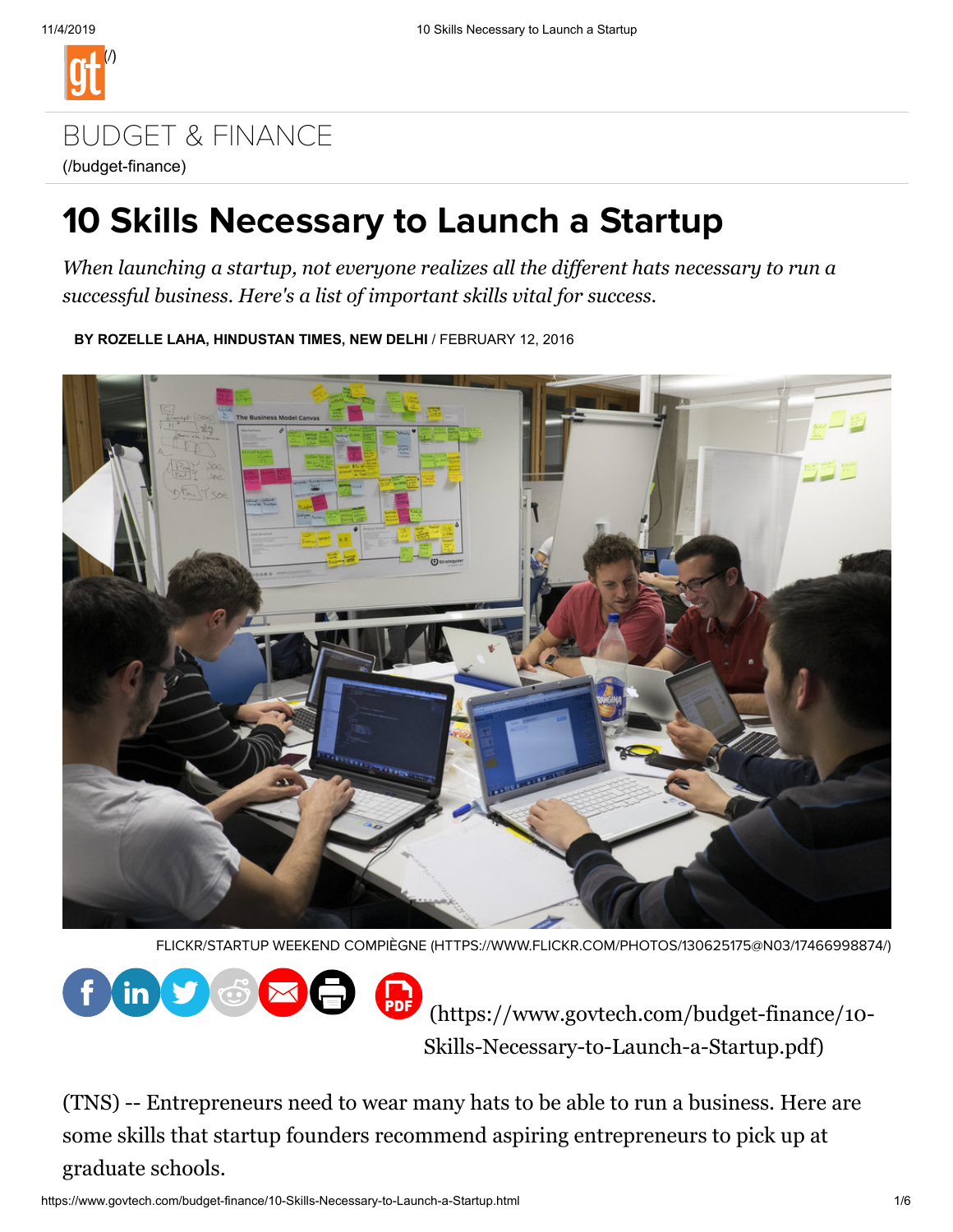# BUDGET & FINANCE

(/budget-finance)

# 10 Skills Necessary to Launch a Startup

*When launching a startup, not everyone realizes all the different hats necessary to run a successful business. Here's a list of important skills vital for success.*

**BY ROZELLE LAHA, HINDUSTAN TIMES, NEW DELHI** / FEBRUARY 12, 2016

FLICKR/STARTUP WEEKEND COMPIÈGNE (HTTPS://WWW.FLICKR.COM/PHOTOS/130625175@N03/17466998874/)

(https://www.govtech.com/budget-finance/10-Skills-Necessary-to-Launch-a-Startup.pdf)

(TNS) -- Entrepreneurs need to wear many hats to be able to run a business. Here are some skills that startup founders recommend aspiring entrepreneurs to pick up at graduate schools.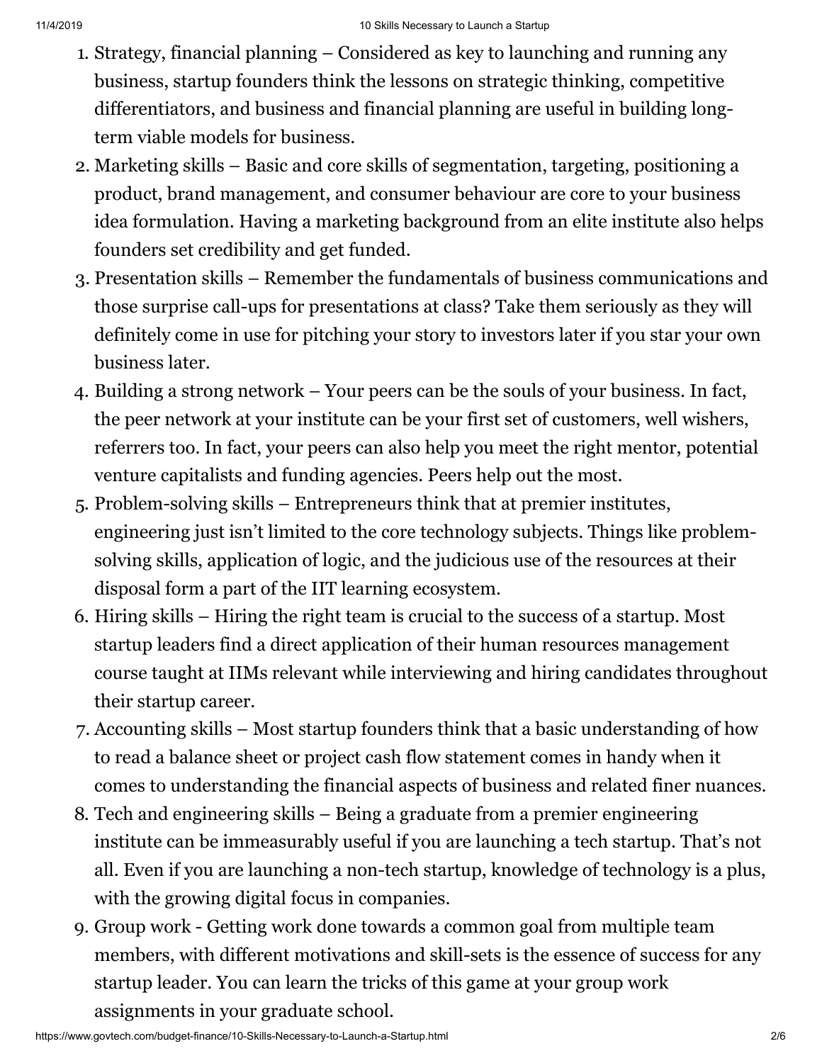1. Strategy, financial planning – Considered as key to launching and running any business, startup founders think the lessons on strategic thinking, competitive differentiators, and business and financial planning are useful in building long-term viable models for business.
2. Marketing skills – Basic and core skills of segmentation, targeting, positioning a product, brand management, and consumer behaviour are core to your business idea formulation. Having a marketing background from an elite institute also helps founders set credibility and get funded.
3. Presentation skills – Remember the fundamentals of business communications and those surprise call-ups for presentations at class? Take them seriously as they will definitely come in use for pitching your story to investors later if you star your own business later.
4. Building a strong network – Your peers can be the souls of your business. In fact, the peer network at your institute can be your first set of customers, well wishers, referrers too. In fact, your peers can also help you meet the right mentor, potential venture capitalists and funding agencies. Peers help out the most.
5. Problem-solving skills – Entrepreneurs think that at premier institutes, engineering just isn't limited to the core technology subjects. Things like problem-solving skills, application of logic, and the judicious use of the resources at their disposal form a part of the IIT learning ecosystem.
6. Hiring skills – Hiring the right team is crucial to the success of a startup. Most startup leaders find a direct application of their human resources management course taught at IIMs relevant while interviewing and hiring candidates throughout their startup career.
7. Accounting skills – Most startup founders think that a basic understanding of how to read a balance sheet or project cash flow statement comes in handy when it comes to understanding the financial aspects of business and related finer nuances.
8. Tech and engineering skills – Being a graduate from a premier engineering institute can be immeasurably useful if you are launching a tech startup. That's not all. Even if you are launching a non-tech startup, knowledge of technology is a plus, with the growing digital focus in companies.
9. Group work - Getting work done towards a common goal from multiple team members, with different motivations and skill-sets is the essence of success for any startup leader. You can learn the tricks of this game at your group work assignments in your graduate school.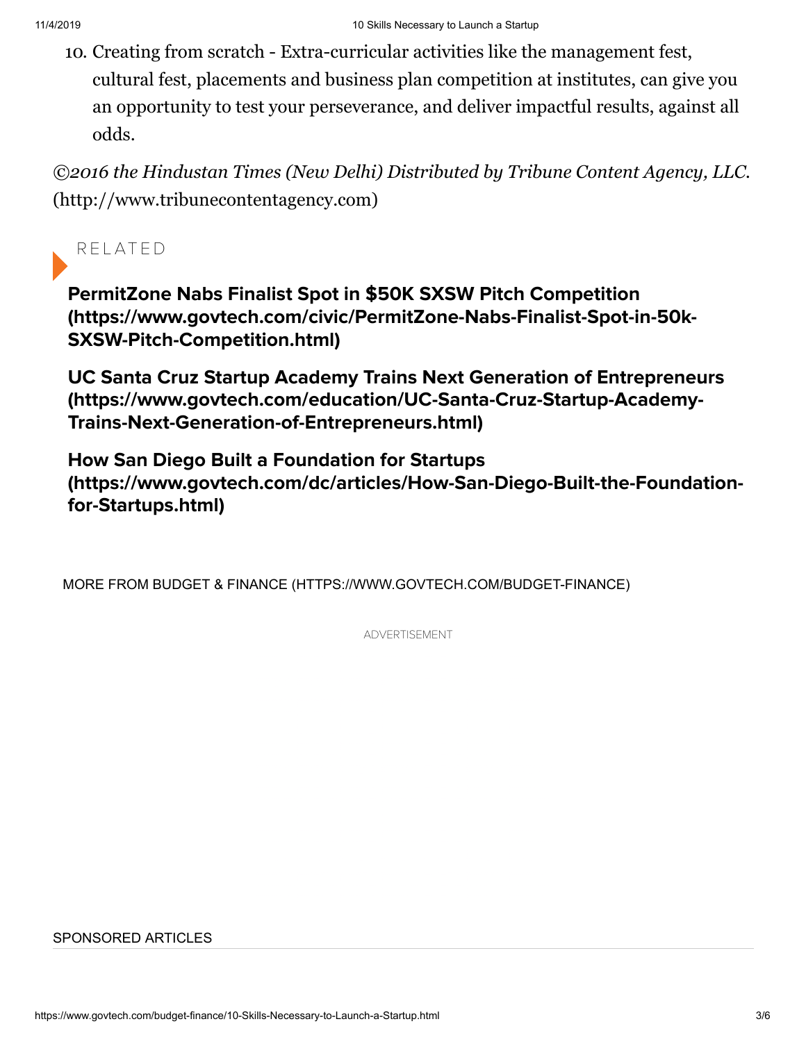10. Creating from scratch - Extra-curricular activities like the management fest, cultural fest, placements and business plan competition at institutes, can give you an opportunity to test your perseverance, and deliver impactful results, against all odds.

*©2016 the Hindustan Times (New Delhi) Distributed by Tribune Content Agency, LLC.* (http://www.tribunecontentagency.com)

RELATED

**PermitZone Nabs Finalist Spot in $50K SXSW Pitch Competition (https://www.govtech.com/civic/PermitZone-Nabs-Finalist-Spot-in-50k-SXSW-Pitch-Competition.html)**

**UC Santa Cruz Startup Academy Trains Next Generation of Entrepreneurs (https://www.govtech.com/education/UC-Santa-Cruz-Startup-Academy-Trains-Next-Generation-of-Entrepreneurs.html)**

**How San Diego Built a Foundation for Startups (https://www.govtech.com/dc/articles/How-San-Diego-Built-the-Foundation-for-Startups.html)**

MORE FROM BUDGET & FINANCE (HTTPS://WWW.GOVTECH.COM/BUDGET-FINANCE)

ADVERTISEMENT

SPONSORED ARTICLES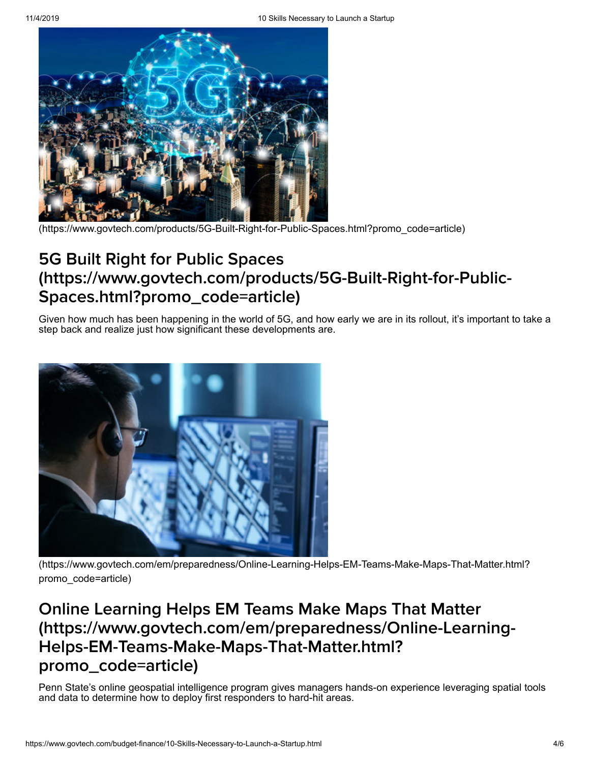(https://www.govtech.com/products/5G-Built-Right-for-Public-Spaces.html?promo_code=article)

## 5G Built Right for Public Spaces (https://www.govtech.com/products/5G-Built-Right-for-Public-Spaces.html?promo_code=article)

Given how much has been happening in the world of 5G, and how early we are in its rollout, it's important to take a step back and realize just how significant these developments are.

(https://www.govtech.com/em/preparedness/Online-Learning-Helps-EM-Teams-Make-Maps-That-Matter.html?promo_code=article)

## Online Learning Helps EM Teams Make Maps That Matter (https://www.govtech.com/em/preparedness/Online-Learning-Helps-EM-Teams-Make-Maps-That-Matter.html?promo_code=article)

Penn State's online geospatial intelligence program gives managers hands-on experience leveraging spatial tools and data to determine how to deploy first responders to hard-hit areas.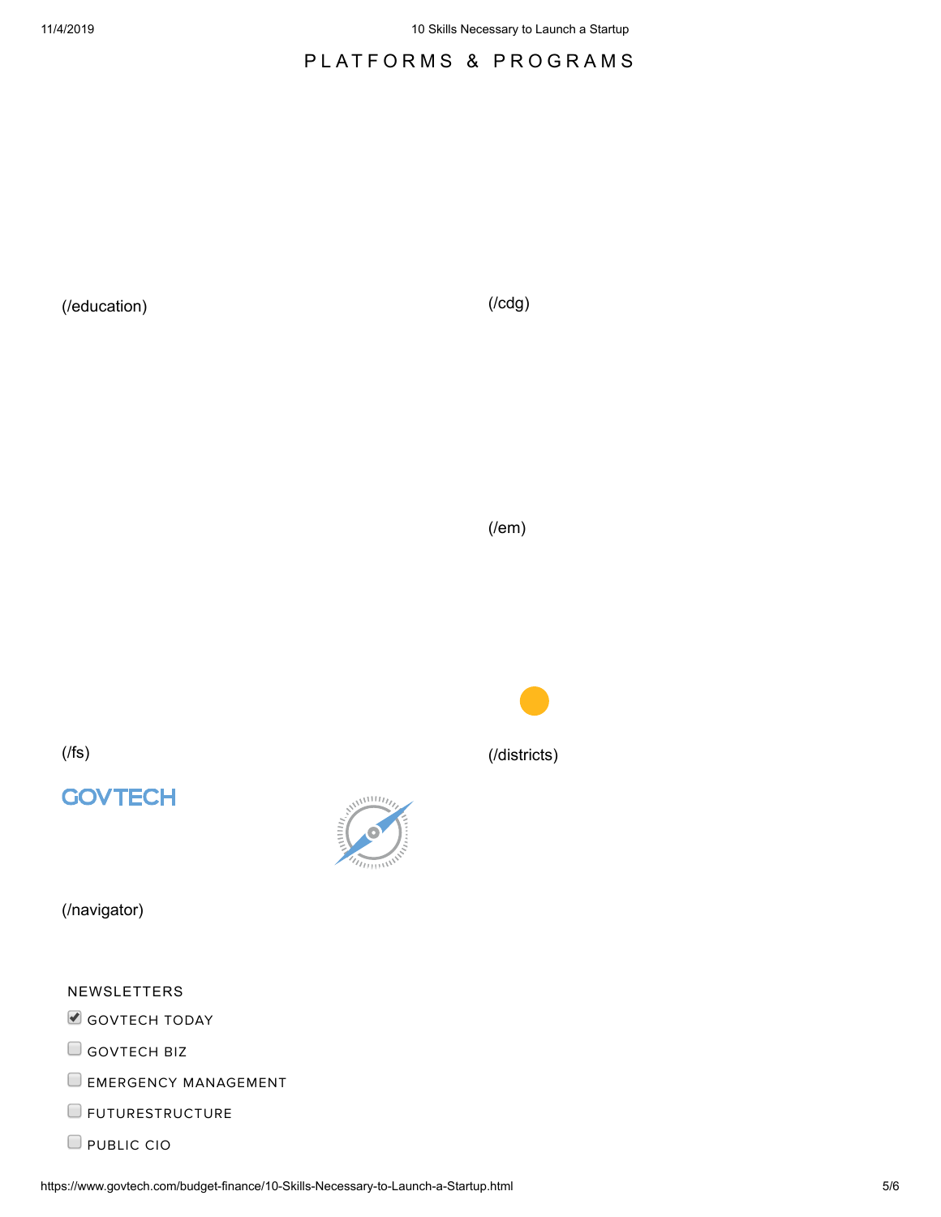## PLATFORMS & PROGRAMS

(/education)

(/cdg)

(/em)

(/fs)

(/districts)

GOVTECH

(/navigator)

NEWSLETTERS

- [x] GOVTECH TODAY
- [ ] GOVTECH BIZ
- [ ] EMERGENCY MANAGEMENT
- [ ] FUTURESTRUCTURE
- [ ] PUBLIC CIO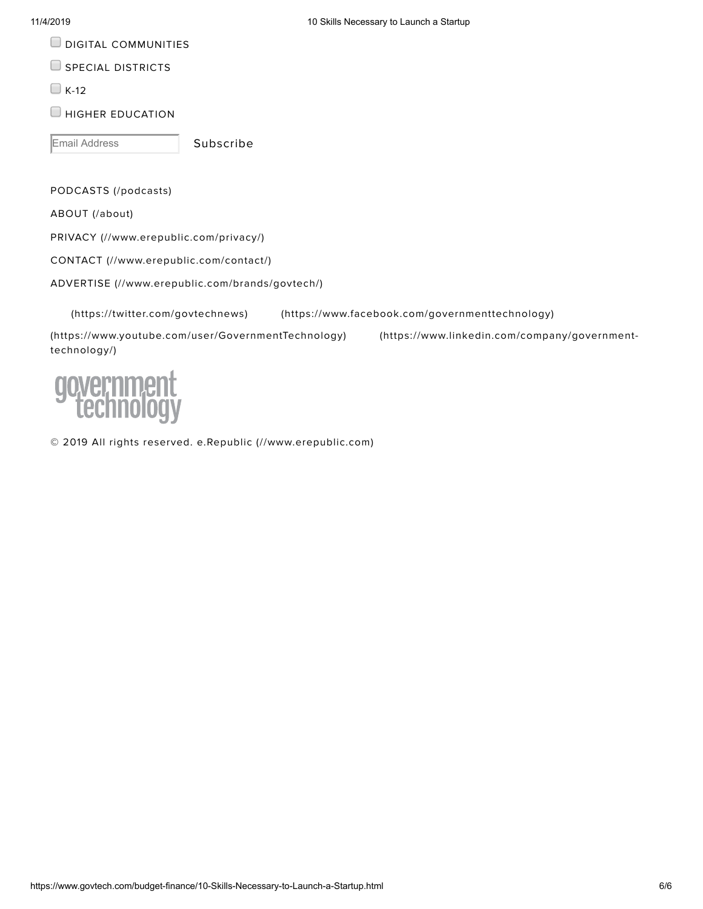- [ ] DIGITAL COMMUNITIES
- [ ] SPECIAL DISTRICTS
- [ ] K-12
- [ ] HIGHER EDUCATION

Email Address Subscribe

PODCASTS (/podcasts)

ABOUT (/about)

PRIVACY (//www.erepublic.com/privacy/)

CONTACT (//www.erepublic.com/contact/)

ADVERTISE (//www.erepublic.com/brands/govtech/)

(https://twitter.com/govtechnews) (https://www.facebook.com/governmenttechnology)

(https://www.youtube.com/user/GovernmentTechnology) (https://www.linkedin.com/company/government-technology/)

government technology

© 2019 All rights reserved. e.Republic (//www.erepublic.com)